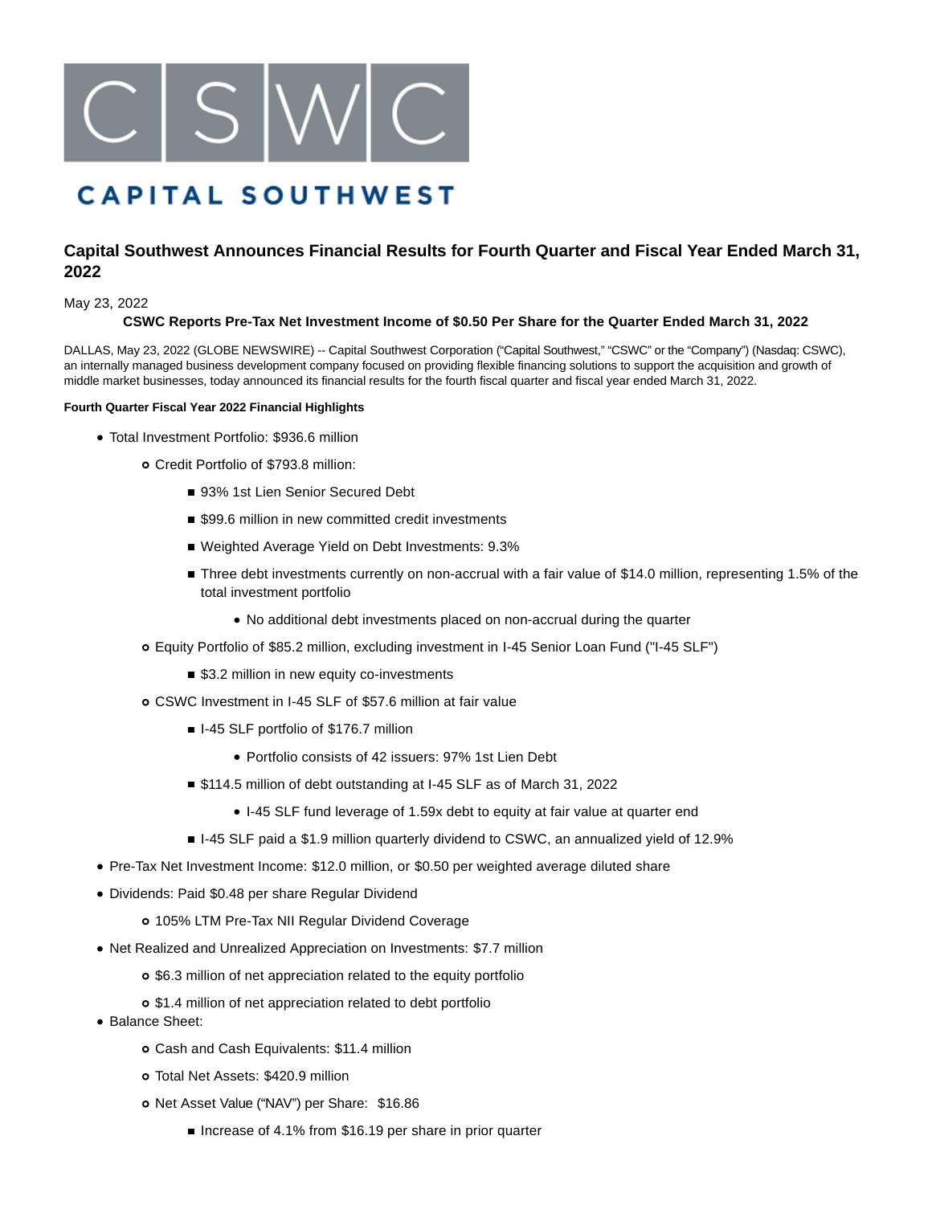# Capital Southwest Announces Financial Results for Fourth Quarter and Fiscal Year Ended March 31, 2022

May 23, 2022

**CSWC Reports Pre-Tax Net Investment Income of $0.50 Per Share for the Quarter Ended March 31, 2022**

DALLAS, May 23, 2022 (GLOBE NEWSWIRE) -- Capital Southwest Corporation ("Capital Southwest," "CSWC" or the "Company") (Nasdaq: CSWC), an internally managed business development company focused on providing flexible financing solutions to support the acquisition and growth of middle market businesses, today announced its financial results for the fourth fiscal quarter and fiscal year ended March 31, 2022.

**Fourth Quarter Fiscal Year 2022 Financial Highlights**

- Total Investment Portfolio: $936.6 million
    - Credit Portfolio of $793.8 million:
        - 93% 1st Lien Senior Secured Debt
        - $99.6 million in new committed credit investments
        - Weighted Average Yield on Debt Investments: 9.3%
        - Three debt investments currently on non-accrual with a fair value of $14.0 million, representing 1.5% of the total investment portfolio
            - No additional debt investments placed on non-accrual during the quarter
    - Equity Portfolio of $85.2 million, excluding investment in I-45 Senior Loan Fund ("I-45 SLF")
        - $3.2 million in new equity co-investments
    - CSWC Investment in I-45 SLF of $57.6 million at fair value
        - I-45 SLF portfolio of $176.7 million
            - Portfolio consists of 42 issuers: 97% 1st Lien Debt
        - $114.5 million of debt outstanding at I-45 SLF as of March 31, 2022
            - I-45 SLF fund leverage of 1.59x debt to equity at fair value at quarter end
        - I-45 SLF paid a $1.9 million quarterly dividend to CSWC, an annualized yield of 12.9%
- Pre-Tax Net Investment Income: $12.0 million, or $0.50 per weighted average diluted share
- Dividends: Paid $0.48 per share Regular Dividend
    - 105% LTM Pre-Tax NII Regular Dividend Coverage
- Net Realized and Unrealized Appreciation on Investments: $7.7 million
    - $6.3 million of net appreciation related to the equity portfolio
    - $1.4 million of net appreciation related to debt portfolio
- Balance Sheet:
    - Cash and Cash Equivalents: $11.4 million
    - Total Net Assets: $420.9 million
    - Net Asset Value ("NAV") per Share: $16.86
        - Increase of 4.1% from $16.19 per share in prior quarter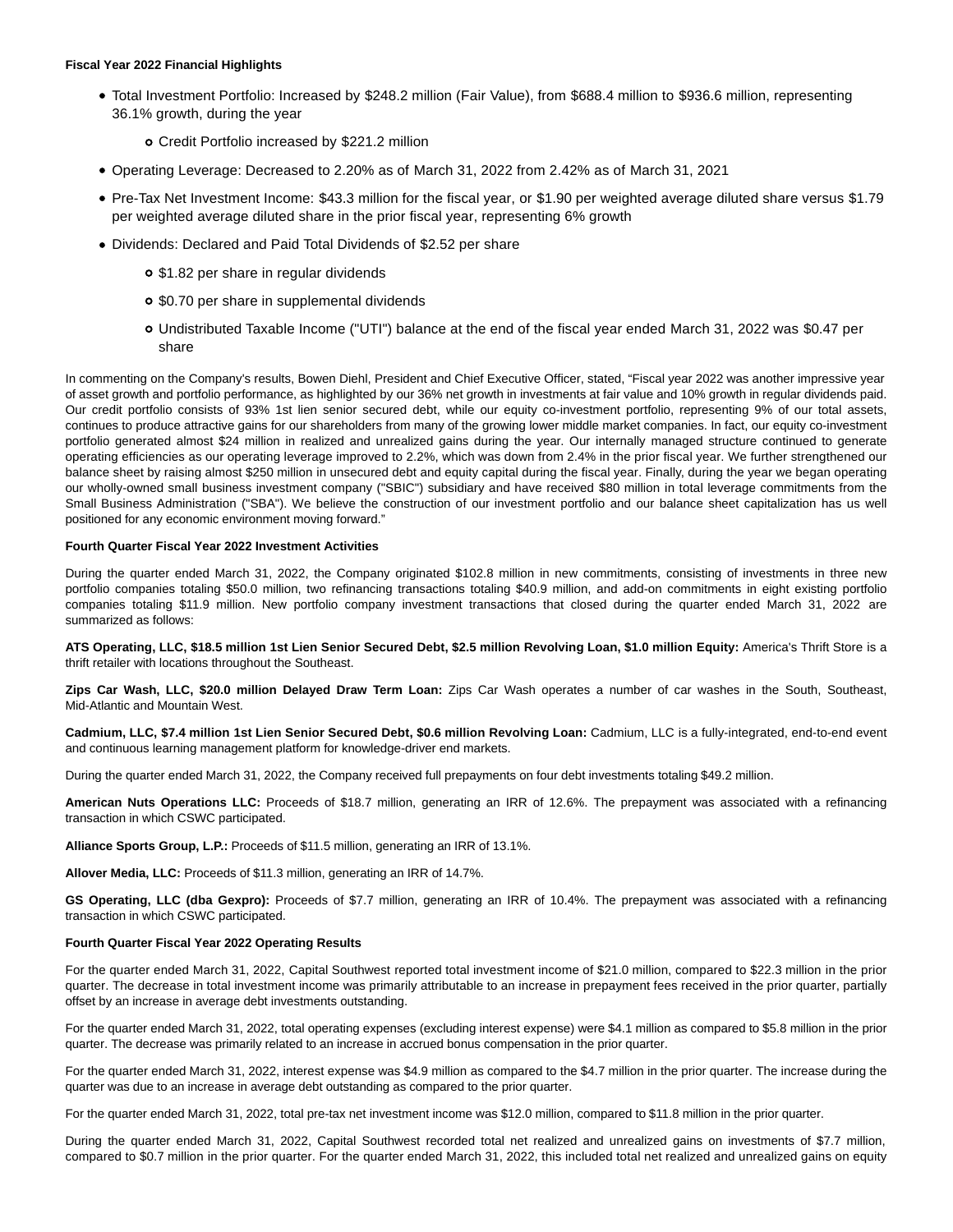**Fiscal Year 2022 Financial Highlights**

- Total Investment Portfolio: Increased by $248.2 million (Fair Value), from $688.4 million to $936.6 million, representing 36.1% growth, during the year
    - Credit Portfolio increased by $221.2 million
- Operating Leverage: Decreased to 2.20% as of March 31, 2022 from 2.42% as of March 31, 2021
- Pre-Tax Net Investment Income: $43.3 million for the fiscal year, or $1.90 per weighted average diluted share versus $1.79 per weighted average diluted share in the prior fiscal year, representing 6% growth
- Dividends: Declared and Paid Total Dividends of $2.52 per share
    - $1.82 per share in regular dividends
    - $0.70 per share in supplemental dividends
    - Undistributed Taxable Income ("UTI") balance at the end of the fiscal year ended March 31, 2022 was $0.47 per share

In commenting on the Company's results, Bowen Diehl, President and Chief Executive Officer, stated, "Fiscal year 2022 was another impressive year of asset growth and portfolio performance, as highlighted by our 36% net growth in investments at fair value and 10% growth in regular dividends paid. Our credit portfolio consists of 93% 1st lien senior secured debt, while our equity co-investment portfolio, representing 9% of our total assets, continues to produce attractive gains for our shareholders from many of the growing lower middle market companies. In fact, our equity co-investment portfolio generated almost $24 million in realized and unrealized gains during the year. Our internally managed structure continued to generate operating efficiencies as our operating leverage improved to 2.2%, which was down from 2.4% in the prior fiscal year. We further strengthened our balance sheet by raising almost $250 million in unsecured debt and equity capital during the fiscal year. Finally, during the year we began operating our wholly-owned small business investment company ("SBIC") subsidiary and have received $80 million in total leverage commitments from the Small Business Administration ("SBA"). We believe the construction of our investment portfolio and our balance sheet capitalization has us well positioned for any economic environment moving forward."

**Fourth Quarter Fiscal Year 2022 Investment Activities**

During the quarter ended March 31, 2022, the Company originated $102.8 million in new commitments, consisting of investments in three new portfolio companies totaling $50.0 million, two refinancing transactions totaling $40.9 million, and add-on commitments in eight existing portfolio companies totaling $11.9 million. New portfolio company investment transactions that closed during the quarter ended March 31, 2022 are summarized as follows:

**ATS Operating, LLC, $18.5 million 1st Lien Senior Secured Debt, $2.5 million Revolving Loan, $1.0 million Equity:** America's Thrift Store is a thrift retailer with locations throughout the Southeast.

**Zips Car Wash, LLC, $20.0 million Delayed Draw Term Loan:** Zips Car Wash operates a number of car washes in the South, Southeast, Mid-Atlantic and Mountain West.

**Cadmium, LLC, $7.4 million 1st Lien Senior Secured Debt, $0.6 million Revolving Loan:** Cadmium, LLC is a fully-integrated, end-to-end event and continuous learning management platform for knowledge-driver end markets.

During the quarter ended March 31, 2022, the Company received full prepayments on four debt investments totaling $49.2 million.

**American Nuts Operations LLC:** Proceeds of $18.7 million, generating an IRR of 12.6%. The prepayment was associated with a refinancing transaction in which CSWC participated.

**Alliance Sports Group, L.P.:** Proceeds of $11.5 million, generating an IRR of 13.1%.

**Allover Media, LLC:** Proceeds of $11.3 million, generating an IRR of 14.7%.

**GS Operating, LLC (dba Gexpro):** Proceeds of $7.7 million, generating an IRR of 10.4%. The prepayment was associated with a refinancing transaction in which CSWC participated.

**Fourth Quarter Fiscal Year 2022 Operating Results**

For the quarter ended March 31, 2022, Capital Southwest reported total investment income of $21.0 million, compared to $22.3 million in the prior quarter. The decrease in total investment income was primarily attributable to an increase in prepayment fees received in the prior quarter, partially offset by an increase in average debt investments outstanding.

For the quarter ended March 31, 2022, total operating expenses (excluding interest expense) were $4.1 million as compared to $5.8 million in the prior quarter. The decrease was primarily related to an increase in accrued bonus compensation in the prior quarter.

For the quarter ended March 31, 2022, interest expense was $4.9 million as compared to the $4.7 million in the prior quarter. The increase during the quarter was due to an increase in average debt outstanding as compared to the prior quarter.

For the quarter ended March 31, 2022, total pre-tax net investment income was $12.0 million, compared to $11.8 million in the prior quarter.

During the quarter ended March 31, 2022, Capital Southwest recorded total net realized and unrealized gains on investments of $7.7 million, compared to $0.7 million in the prior quarter. For the quarter ended March 31, 2022, this included total net realized and unrealized gains on equity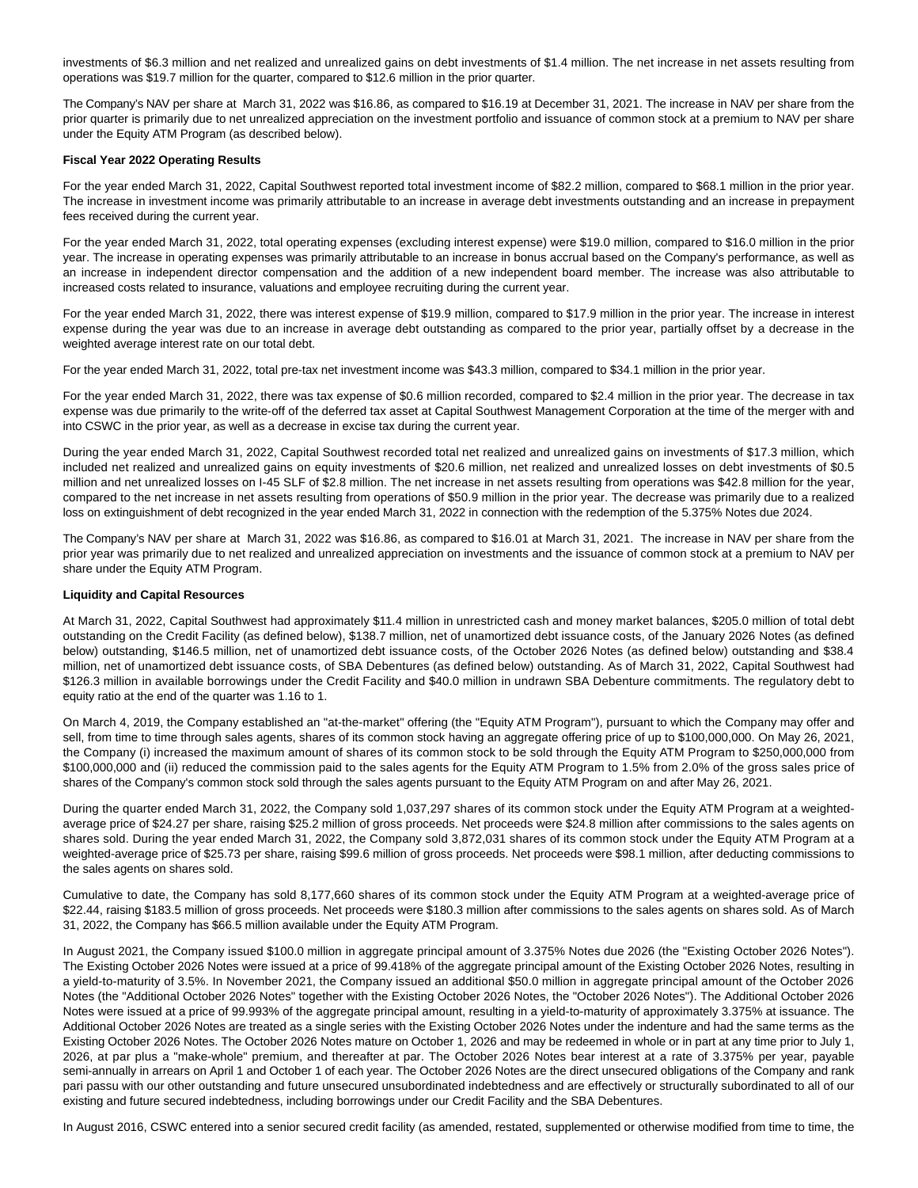investments of $6.3 million and net realized and unrealized gains on debt investments of $1.4 million. The net increase in net assets resulting from operations was $19.7 million for the quarter, compared to $12.6 million in the prior quarter.

The Company's NAV per share at March 31, 2022 was $16.86, as compared to $16.19 at December 31, 2021. The increase in NAV per share from the prior quarter is primarily due to net unrealized appreciation on the investment portfolio and issuance of common stock at a premium to NAV per share under the Equity ATM Program (as described below).

**Fiscal Year 2022 Operating Results**

For the year ended March 31, 2022, Capital Southwest reported total investment income of $82.2 million, compared to $68.1 million in the prior year. The increase in investment income was primarily attributable to an increase in average debt investments outstanding and an increase in prepayment fees received during the current year.

For the year ended March 31, 2022, total operating expenses (excluding interest expense) were $19.0 million, compared to $16.0 million in the prior year. The increase in operating expenses was primarily attributable to an increase in bonus accrual based on the Company's performance, as well as an increase in independent director compensation and the addition of a new independent board member. The increase was also attributable to increased costs related to insurance, valuations and employee recruiting during the current year.

For the year ended March 31, 2022, there was interest expense of $19.9 million, compared to $17.9 million in the prior year. The increase in interest expense during the year was due to an increase in average debt outstanding as compared to the prior year, partially offset by a decrease in the weighted average interest rate on our total debt.

For the year ended March 31, 2022, total pre-tax net investment income was $43.3 million, compared to $34.1 million in the prior year.

For the year ended March 31, 2022, there was tax expense of $0.6 million recorded, compared to $2.4 million in the prior year. The decrease in tax expense was due primarily to the write-off of the deferred tax asset at Capital Southwest Management Corporation at the time of the merger with and into CSWC in the prior year, as well as a decrease in excise tax during the current year.

During the year ended March 31, 2022, Capital Southwest recorded total net realized and unrealized gains on investments of $17.3 million, which included net realized and unrealized gains on equity investments of $20.6 million, net realized and unrealized losses on debt investments of $0.5 million and net unrealized losses on I-45 SLF of $2.8 million. The net increase in net assets resulting from operations was $42.8 million for the year, compared to the net increase in net assets resulting from operations of $50.9 million in the prior year. The decrease was primarily due to a realized loss on extinguishment of debt recognized in the year ended March 31, 2022 in connection with the redemption of the 5.375% Notes due 2024.

The Company's NAV per share at March 31, 2022 was $16.86, as compared to $16.01 at March 31, 2021. The increase in NAV per share from the prior year was primarily due to net realized and unrealized appreciation on investments and the issuance of common stock at a premium to NAV per share under the Equity ATM Program.

**Liquidity and Capital Resources**

At March 31, 2022, Capital Southwest had approximately $11.4 million in unrestricted cash and money market balances, $205.0 million of total debt outstanding on the Credit Facility (as defined below), $138.7 million, net of unamortized debt issuance costs, of the January 2026 Notes (as defined below) outstanding, $146.5 million, net of unamortized debt issuance costs, of the October 2026 Notes (as defined below) outstanding and $38.4 million, net of unamortized debt issuance costs, of SBA Debentures (as defined below) outstanding. As of March 31, 2022, Capital Southwest had $126.3 million in available borrowings under the Credit Facility and $40.0 million in undrawn SBA Debenture commitments. The regulatory debt to equity ratio at the end of the quarter was 1.16 to 1.

On March 4, 2019, the Company established an "at-the-market" offering (the "Equity ATM Program"), pursuant to which the Company may offer and sell, from time to time through sales agents, shares of its common stock having an aggregate offering price of up to $100,000,000. On May 26, 2021, the Company (i) increased the maximum amount of shares of its common stock to be sold through the Equity ATM Program to $250,000,000 from $100,000,000 and (ii) reduced the commission paid to the sales agents for the Equity ATM Program to 1.5% from 2.0% of the gross sales price of shares of the Company's common stock sold through the sales agents pursuant to the Equity ATM Program on and after May 26, 2021.

During the quarter ended March 31, 2022, the Company sold 1,037,297 shares of its common stock under the Equity ATM Program at a weighted-average price of $24.27 per share, raising $25.2 million of gross proceeds. Net proceeds were $24.8 million after commissions to the sales agents on shares sold. During the year ended March 31, 2022, the Company sold 3,872,031 shares of its common stock under the Equity ATM Program at a weighted-average price of $25.73 per share, raising $99.6 million of gross proceeds. Net proceeds were $98.1 million, after deducting commissions to the sales agents on shares sold.

Cumulative to date, the Company has sold 8,177,660 shares of its common stock under the Equity ATM Program at a weighted-average price of $22.44, raising $183.5 million of gross proceeds. Net proceeds were $180.3 million after commissions to the sales agents on shares sold. As of March 31, 2022, the Company has $66.5 million available under the Equity ATM Program.

In August 2021, the Company issued $100.0 million in aggregate principal amount of 3.375% Notes due 2026 (the "Existing October 2026 Notes"). The Existing October 2026 Notes were issued at a price of 99.418% of the aggregate principal amount of the Existing October 2026 Notes, resulting in a yield-to-maturity of 3.5%. In November 2021, the Company issued an additional $50.0 million in aggregate principal amount of the October 2026 Notes (the "Additional October 2026 Notes" together with the Existing October 2026 Notes, the "October 2026 Notes"). The Additional October 2026 Notes were issued at a price of 99.993% of the aggregate principal amount, resulting in a yield-to-maturity of approximately 3.375% at issuance. The Additional October 2026 Notes are treated as a single series with the Existing October 2026 Notes under the indenture and had the same terms as the Existing October 2026 Notes. The October 2026 Notes mature on October 1, 2026 and may be redeemed in whole or in part at any time prior to July 1, 2026, at par plus a "make-whole" premium, and thereafter at par. The October 2026 Notes bear interest at a rate of 3.375% per year, payable semi-annually in arrears on April 1 and October 1 of each year. The October 2026 Notes are the direct unsecured obligations of the Company and rank pari passu with our other outstanding and future unsecured unsubordinated indebtedness and are effectively or structurally subordinated to all of our existing and future secured indebtedness, including borrowings under our Credit Facility and the SBA Debentures.

In August 2016, CSWC entered into a senior secured credit facility (as amended, restated, supplemented or otherwise modified from time to time, the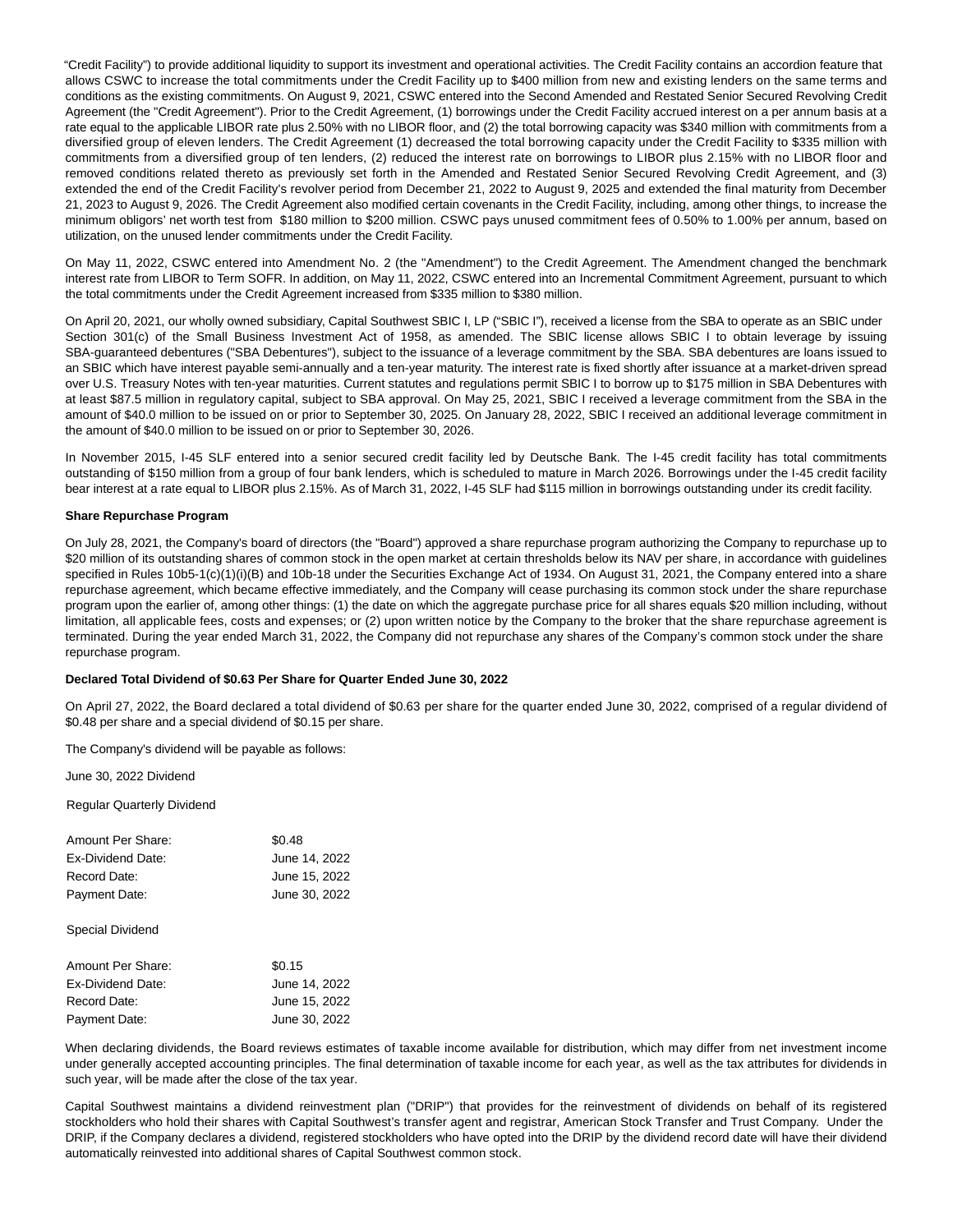"Credit Facility") to provide additional liquidity to support its investment and operational activities. The Credit Facility contains an accordion feature that allows CSWC to increase the total commitments under the Credit Facility up to $400 million from new and existing lenders on the same terms and conditions as the existing commitments. On August 9, 2021, CSWC entered into the Second Amended and Restated Senior Secured Revolving Credit Agreement (the "Credit Agreement"). Prior to the Credit Agreement, (1) borrowings under the Credit Facility accrued interest on a per annum basis at a rate equal to the applicable LIBOR rate plus 2.50% with no LIBOR floor, and (2) the total borrowing capacity was $340 million with commitments from a diversified group of eleven lenders. The Credit Agreement (1) decreased the total borrowing capacity under the Credit Facility to $335 million with commitments from a diversified group of ten lenders, (2) reduced the interest rate on borrowings to LIBOR plus 2.15% with no LIBOR floor and removed conditions related thereto as previously set forth in the Amended and Restated Senior Secured Revolving Credit Agreement, and (3) extended the end of the Credit Facility's revolver period from December 21, 2022 to August 9, 2025 and extended the final maturity from December 21, 2023 to August 9, 2026. The Credit Agreement also modified certain covenants in the Credit Facility, including, among other things, to increase the minimum obligors' net worth test from $180 million to $200 million. CSWC pays unused commitment fees of 0.50% to 1.00% per annum, based on utilization, on the unused lender commitments under the Credit Facility.

On May 11, 2022, CSWC entered into Amendment No. 2 (the "Amendment") to the Credit Agreement. The Amendment changed the benchmark interest rate from LIBOR to Term SOFR. In addition, on May 11, 2022, CSWC entered into an Incremental Commitment Agreement, pursuant to which the total commitments under the Credit Agreement increased from $335 million to $380 million.

On April 20, 2021, our wholly owned subsidiary, Capital Southwest SBIC I, LP ("SBIC I"), received a license from the SBA to operate as an SBIC under Section 301(c) of the Small Business Investment Act of 1958, as amended. The SBIC license allows SBIC I to obtain leverage by issuing SBA-guaranteed debentures ("SBA Debentures"), subject to the issuance of a leverage commitment by the SBA. SBA debentures are loans issued to an SBIC which have interest payable semi-annually and a ten-year maturity. The interest rate is fixed shortly after issuance at a market-driven spread over U.S. Treasury Notes with ten-year maturities. Current statutes and regulations permit SBIC I to borrow up to $175 million in SBA Debentures with at least $87.5 million in regulatory capital, subject to SBA approval. On May 25, 2021, SBIC I received a leverage commitment from the SBA in the amount of $40.0 million to be issued on or prior to September 30, 2025. On January 28, 2022, SBIC I received an additional leverage commitment in the amount of $40.0 million to be issued on or prior to September 30, 2026.

In November 2015, I-45 SLF entered into a senior secured credit facility led by Deutsche Bank. The I-45 credit facility has total commitments outstanding of $150 million from a group of four bank lenders, which is scheduled to mature in March 2026. Borrowings under the I-45 credit facility bear interest at a rate equal to LIBOR plus 2.15%. As of March 31, 2022, I-45 SLF had $115 million in borrowings outstanding under its credit facility.

**Share Repurchase Program**

On July 28, 2021, the Company's board of directors (the "Board") approved a share repurchase program authorizing the Company to repurchase up to $20 million of its outstanding shares of common stock in the open market at certain thresholds below its NAV per share, in accordance with guidelines specified in Rules 10b5-1(c)(1)(i)(B) and 10b-18 under the Securities Exchange Act of 1934. On August 31, 2021, the Company entered into a share repurchase agreement, which became effective immediately, and the Company will cease purchasing its common stock under the share repurchase program upon the earlier of, among other things: (1) the date on which the aggregate purchase price for all shares equals $20 million including, without limitation, all applicable fees, costs and expenses; or (2) upon written notice by the Company to the broker that the share repurchase agreement is terminated. During the year ended March 31, 2022, the Company did not repurchase any shares of the Company's common stock under the share repurchase program.

**Declared Total Dividend of $0.63 Per Share for Quarter Ended June 30, 2022**

On April 27, 2022, the Board declared a total dividend of $0.63 per share for the quarter ended June 30, 2022, comprised of a regular dividend of $0.48 per share and a special dividend of $0.15 per share.

The Company's dividend will be payable as follows:

June 30, 2022 Dividend

Regular Quarterly Dividend

| | |
|---|---|
| Amount Per Share: | $0.48 |
| Ex-Dividend Date: | June 14, 2022 |
| Record Date: | June 15, 2022 |
| Payment Date: | June 30, 2022 |

Special Dividend

| | |
|---|---|
| Amount Per Share: | $0.15 |
| Ex-Dividend Date: | June 14, 2022 |
| Record Date: | June 15, 2022 |
| Payment Date: | June 30, 2022 |

When declaring dividends, the Board reviews estimates of taxable income available for distribution, which may differ from net investment income under generally accepted accounting principles. The final determination of taxable income for each year, as well as the tax attributes for dividends in such year, will be made after the close of the tax year.

Capital Southwest maintains a dividend reinvestment plan ("DRIP") that provides for the reinvestment of dividends on behalf of its registered stockholders who hold their shares with Capital Southwest's transfer agent and registrar, American Stock Transfer and Trust Company. Under the DRIP, if the Company declares a dividend, registered stockholders who have opted into the DRIP by the dividend record date will have their dividend automatically reinvested into additional shares of Capital Southwest common stock.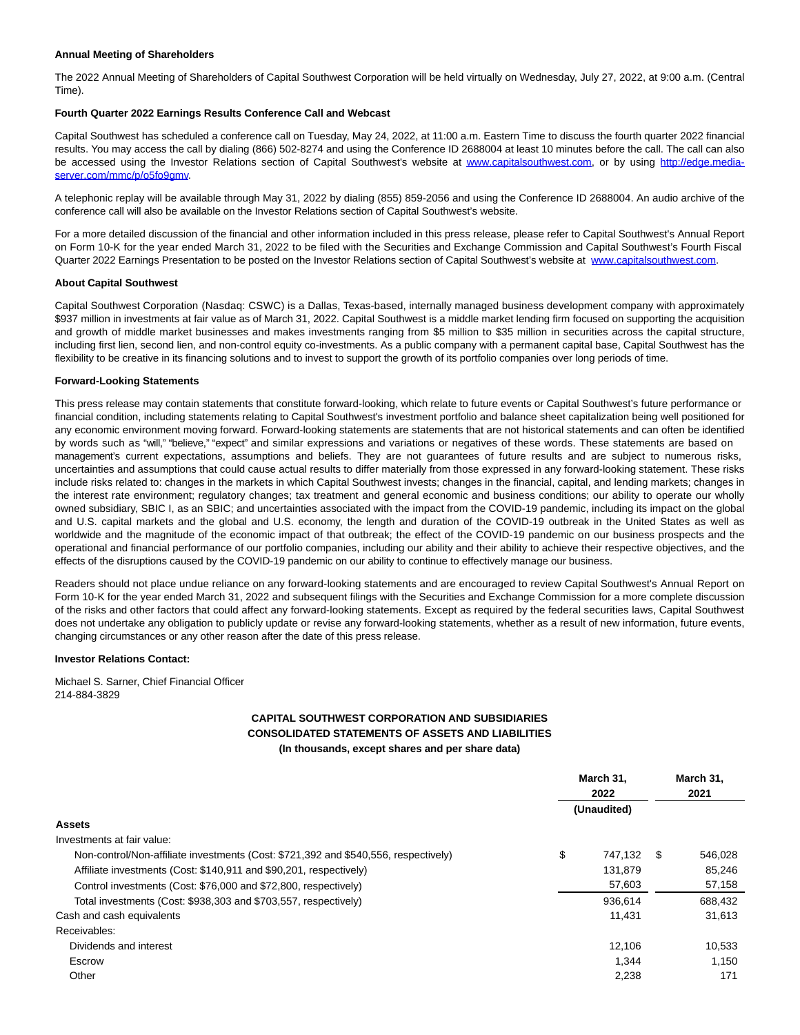**Annual Meeting of Shareholders**

The 2022 Annual Meeting of Shareholders of Capital Southwest Corporation will be held virtually on Wednesday, July 27, 2022, at 9:00 a.m. (Central Time).

**Fourth Quarter 2022 Earnings Results Conference Call and Webcast**

Capital Southwest has scheduled a conference call on Tuesday, May 24, 2022, at 11:00 a.m. Eastern Time to discuss the fourth quarter 2022 financial results. You may access the call by dialing (866) 502-8274 and using the Conference ID 2688004 at least 10 minutes before the call. The call can also be accessed using the Investor Relations section of Capital Southwest's website at www.capitalsouthwest.com, or by using http://edge.media-server.com/mmc/p/o5fo9gmv.

A telephonic replay will be available through May 31, 2022 by dialing (855) 859-2056 and using the Conference ID 2688004. An audio archive of the conference call will also be available on the Investor Relations section of Capital Southwest's website.

For a more detailed discussion of the financial and other information included in this press release, please refer to Capital Southwest's Annual Report on Form 10-K for the year ended March 31, 2022 to be filed with the Securities and Exchange Commission and Capital Southwest's Fourth Fiscal Quarter 2022 Earnings Presentation to be posted on the Investor Relations section of Capital Southwest's website at www.capitalsouthwest.com.

**About Capital Southwest**

Capital Southwest Corporation (Nasdaq: CSWC) is a Dallas, Texas-based, internally managed business development company with approximately $937 million in investments at fair value as of March 31, 2022. Capital Southwest is a middle market lending firm focused on supporting the acquisition and growth of middle market businesses and makes investments ranging from $5 million to $35 million in securities across the capital structure, including first lien, second lien, and non-control equity co-investments. As a public company with a permanent capital base, Capital Southwest has the flexibility to be creative in its financing solutions and to invest to support the growth of its portfolio companies over long periods of time.

**Forward-Looking Statements**

This press release may contain statements that constitute forward-looking, which relate to future events or Capital Southwest's future performance or financial condition, including statements relating to Capital Southwest's investment portfolio and balance sheet capitalization being well positioned for any economic environment moving forward. Forward-looking statements are statements that are not historical statements and can often be identified by words such as "will," "believe," "expect" and similar expressions and variations or negatives of these words. These statements are based on management's current expectations, assumptions and beliefs. They are not guarantees of future results and are subject to numerous risks, uncertainties and assumptions that could cause actual results to differ materially from those expressed in any forward-looking statement. These risks include risks related to: changes in the markets in which Capital Southwest invests; changes in the financial, capital, and lending markets; changes in the interest rate environment; regulatory changes; tax treatment and general economic and business conditions; our ability to operate our wholly owned subsidiary, SBIC I, as an SBIC; and uncertainties associated with the impact from the COVID-19 pandemic, including its impact on the global and U.S. capital markets and the global and U.S. economy, the length and duration of the COVID-19 outbreak in the United States as well as worldwide and the magnitude of the economic impact of that outbreak; the effect of the COVID-19 pandemic on our business prospects and the operational and financial performance of our portfolio companies, including our ability and their ability to achieve their respective objectives, and the effects of the disruptions caused by the COVID-19 pandemic on our ability to continue to effectively manage our business.

Readers should not place undue reliance on any forward-looking statements and are encouraged to review Capital Southwest's Annual Report on Form 10-K for the year ended March 31, 2022 and subsequent filings with the Securities and Exchange Commission for a more complete discussion of the risks and other factors that could affect any forward-looking statements. Except as required by the federal securities laws, Capital Southwest does not undertake any obligation to publicly update or revise any forward-looking statements, whether as a result of new information, future events, changing circumstances or any other reason after the date of this press release.

**Investor Relations Contact:**

Michael S. Sarner, Chief Financial Officer
214-884-3829

**CAPITAL SOUTHWEST CORPORATION AND SUBSIDIARIES**
**CONSOLIDATED STATEMENTS OF ASSETS AND LIABILITIES**
**(In thousands, except shares and per share data)**

| | March 31, 2022 (Unaudited) | March 31, 2021 |
|---|---|---|
| **Assets** | | |
| Investments at fair value: | | |
| Non-control/Non-affiliate investments (Cost: $721,392 and $540,556, respectively) | $ 747,132 | $ 546,028 |
| Affiliate investments (Cost: $140,911 and $90,201, respectively) | 131,879 | 85,246 |
| Control investments (Cost: $76,000 and $72,800, respectively) | 57,603 | 57,158 |
| Total investments (Cost: $938,303 and $703,557, respectively) | 936,614 | 688,432 |
| Cash and cash equivalents | 11,431 | 31,613 |
| Receivables: | | |
| Dividends and interest | 12,106 | 10,533 |
| Escrow | 1,344 | 1,150 |
| Other | 2,238 | 171 |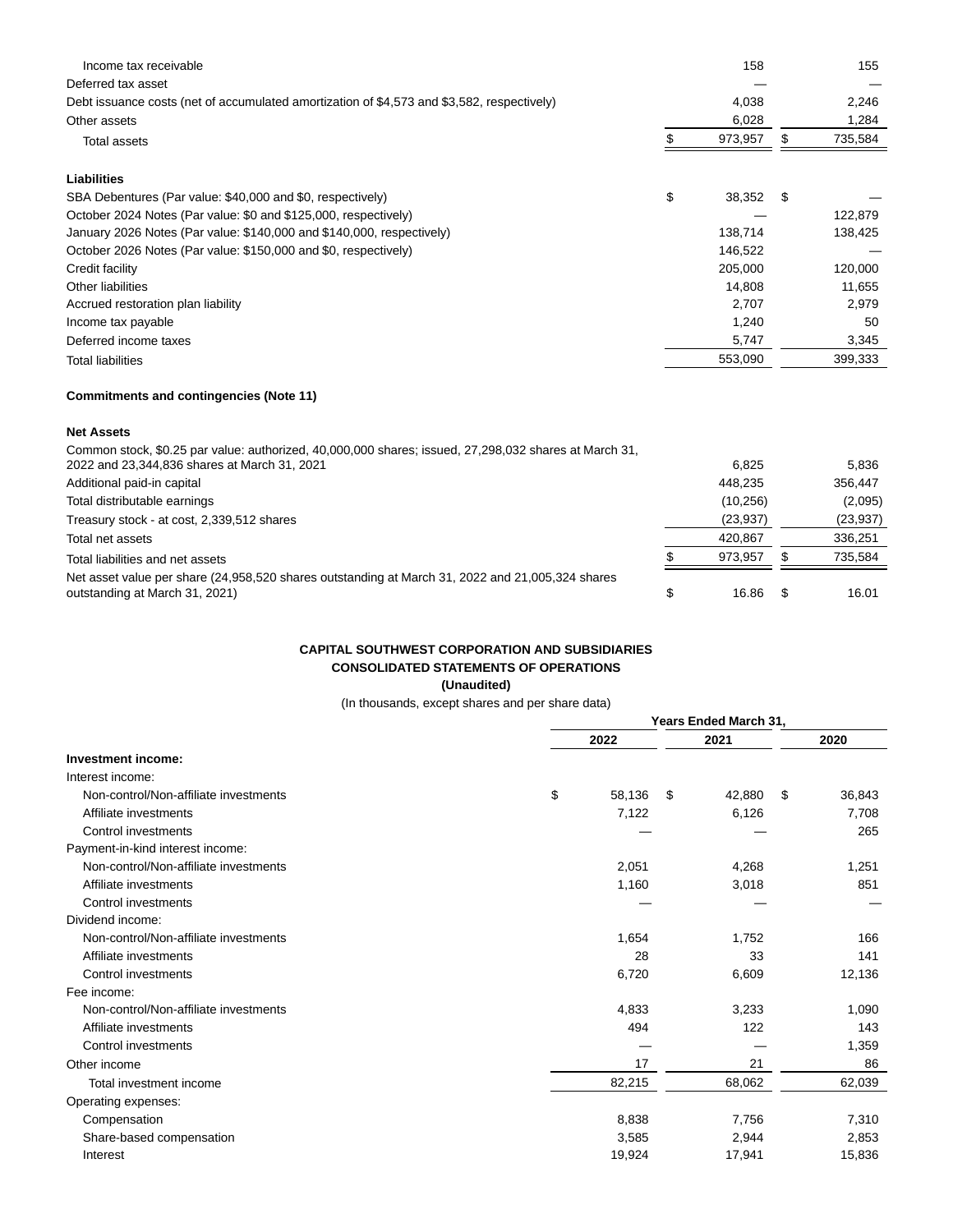| | | |
|---|---|---|
| Income tax receivable | 158 | 155 |
| Deferred tax asset | — | — |
| Debt issuance costs (net of accumulated amortization of $4,573 and $3,582, respectively) | 4,038 | 2,246 |
| Other assets | 6,028 | 1,284 |
| Total assets | $ 973,957 | $ 735,584 |
| **Liabilities** | | |
| SBA Debentures (Par value: $40,000 and $0, respectively) | $ 38,352 | $ — |
| October 2024 Notes (Par value: $0 and $125,000, respectively) | — | 122,879 |
| January 2026 Notes (Par value: $140,000 and $140,000, respectively) | 138,714 | 138,425 |
| October 2026 Notes (Par value: $150,000 and $0, respectively) | 146,522 | — |
| Credit facility | 205,000 | 120,000 |
| Other liabilities | 14,808 | 11,655 |
| Accrued restoration plan liability | 2,707 | 2,979 |
| Income tax payable | 1,240 | 50 |
| Deferred income taxes | 5,747 | 3,345 |
| Total liabilities | 553,090 | 399,333 |
| **Commitments and contingencies (Note 11)** | | |
| **Net Assets** | | |
| Common stock, $0.25 par value: authorized, 40,000,000 shares; issued, 27,298,032 shares at March 31, 2022 and 23,344,836 shares at March 31, 2021 | 6,825 | 5,836 |
| Additional paid-in capital | 448,235 | 356,447 |
| Total distributable earnings | (10,256) | (2,095) |
| Treasury stock - at cost, 2,339,512 shares | (23,937) | (23,937) |
| Total net assets | 420,867 | 336,251 |
| Total liabilities and net assets | $ 973,957 | $ 735,584 |
| Net asset value per share (24,958,520 shares outstanding at March 31, 2022 and 21,005,324 shares outstanding at March 31, 2021) | $ 16.86 | $ 16.01 |

**CAPITAL SOUTHWEST CORPORATION AND SUBSIDIARIES**
**CONSOLIDATED STATEMENTS OF OPERATIONS**
**(Unaudited)**
(In thousands, except shares and per share data)

| | Years Ended March 31, | | |
|---|---|---|---|
| | 2022 | 2021 | 2020 |
| **Investment income:** | | | |
| Interest income: | | | |
| Non-control/Non-affiliate investments | $ 58,136 | $ 42,880 | $ 36,843 |
| Affiliate investments | 7,122 | 6,126 | 7,708 |
| Control investments | — | — | 265 |
| Payment-in-kind interest income: | | | |
| Non-control/Non-affiliate investments | 2,051 | 4,268 | 1,251 |
| Affiliate investments | 1,160 | 3,018 | 851 |
| Control investments | — | — | — |
| Dividend income: | | | |
| Non-control/Non-affiliate investments | 1,654 | 1,752 | 166 |
| Affiliate investments | 28 | 33 | 141 |
| Control investments | 6,720 | 6,609 | 12,136 |
| Fee income: | | | |
| Non-control/Non-affiliate investments | 4,833 | 3,233 | 1,090 |
| Affiliate investments | 494 | 122 | 143 |
| Control investments | — | — | 1,359 |
| Other income | 17 | 21 | 86 |
| Total investment income | 82,215 | 68,062 | 62,039 |
| Operating expenses: | | | |
| Compensation | 8,838 | 7,756 | 7,310 |
| Share-based compensation | 3,585 | 2,944 | 2,853 |
| Interest | 19,924 | 17,941 | 15,836 |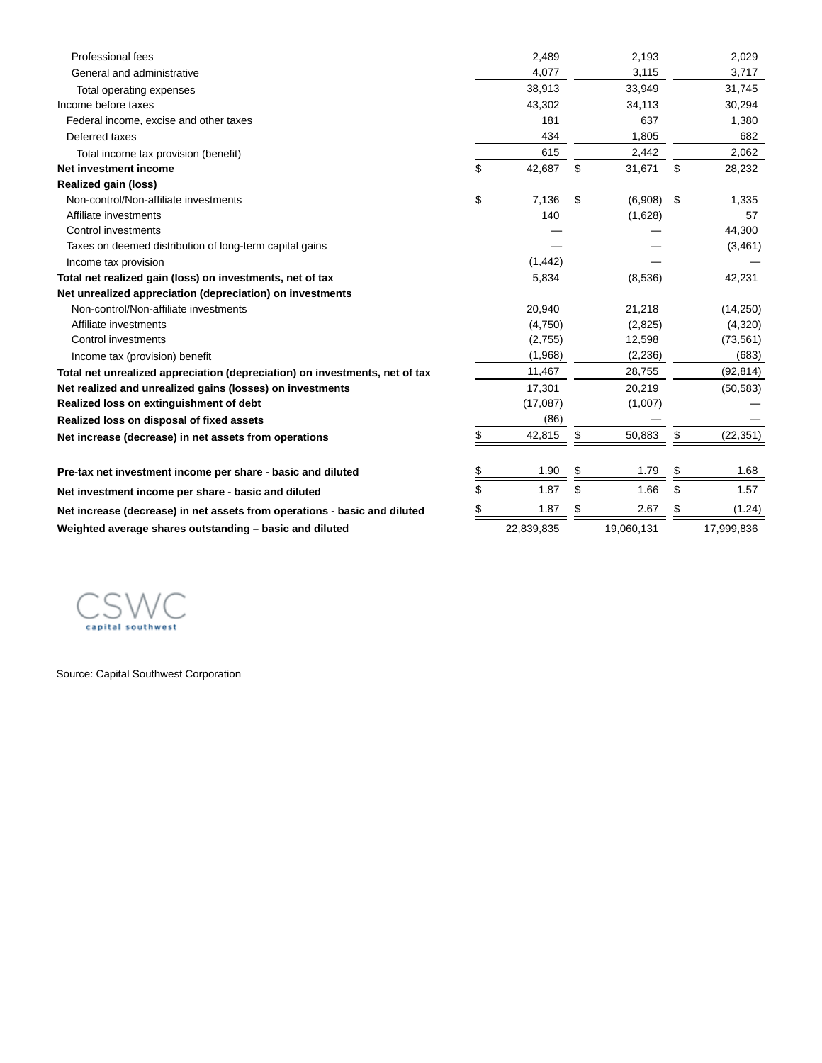| | | | |
|---|---|---|---|
| Professional fees | 2,489 | 2,193 | 2,029 |
| General and administrative | 4,077 | 3,115 | 3,717 |
| Total operating expenses | 38,913 | 33,949 | 31,745 |
| Income before taxes | 43,302 | 34,113 | 30,294 |
| Federal income, excise and other taxes | 181 | 637 | 1,380 |
| Deferred taxes | 434 | 1,805 | 682 |
| Total income tax provision (benefit) | 615 | 2,442 | 2,062 |
| **Net investment income** | $ 42,687 | $ 31,671 | $ 28,232 |
| **Realized gain (loss)** | | | |
| Non-control/Non-affiliate investments | $ 7,136 | $ (6,908) | $ 1,335 |
| Affiliate investments | 140 | (1,628) | 57 |
| Control investments | — | — | 44,300 |
| Taxes on deemed distribution of long-term capital gains | — | — | (3,461) |
| Income tax provision | (1,442) | — | — |
| **Total net realized gain (loss) on investments, net of tax** | 5,834 | (8,536) | 42,231 |
| **Net unrealized appreciation (depreciation) on investments** | | | |
| Non-control/Non-affiliate investments | 20,940 | 21,218 | (14,250) |
| Affiliate investments | (4,750) | (2,825) | (4,320) |
| Control investments | (2,755) | 12,598 | (73,561) |
| Income tax (provision) benefit | (1,968) | (2,236) | (683) |
| **Total net unrealized appreciation (depreciation) on investments, net of tax** | 11,467 | 28,755 | (92,814) |
| **Net realized and unrealized gains (losses) on investments** | 17,301 | 20,219 | (50,583) |
| **Realized loss on extinguishment of debt** | (17,087) | (1,007) | — |
| **Realized loss on disposal of fixed assets** | (86) | — | — |
| **Net increase (decrease) in net assets from operations** | $ 42,815 | $ 50,883 | $ (22,351) |
| **Pre-tax net investment income per share - basic and diluted** | $ 1.90 | $ 1.79 | $ 1.68 |
| **Net investment income per share - basic and diluted** | $ 1.87 | $ 1.66 | $ 1.57 |
| **Net increase (decrease) in net assets from operations - basic and diluted** | $ 1.87 | $ 2.67 | $ (1.24) |
| **Weighted average shares outstanding – basic and diluted** | 22,839,835 | 19,060,131 | 17,999,836 |

CSWC
capital southwest

Source: Capital Southwest Corporation